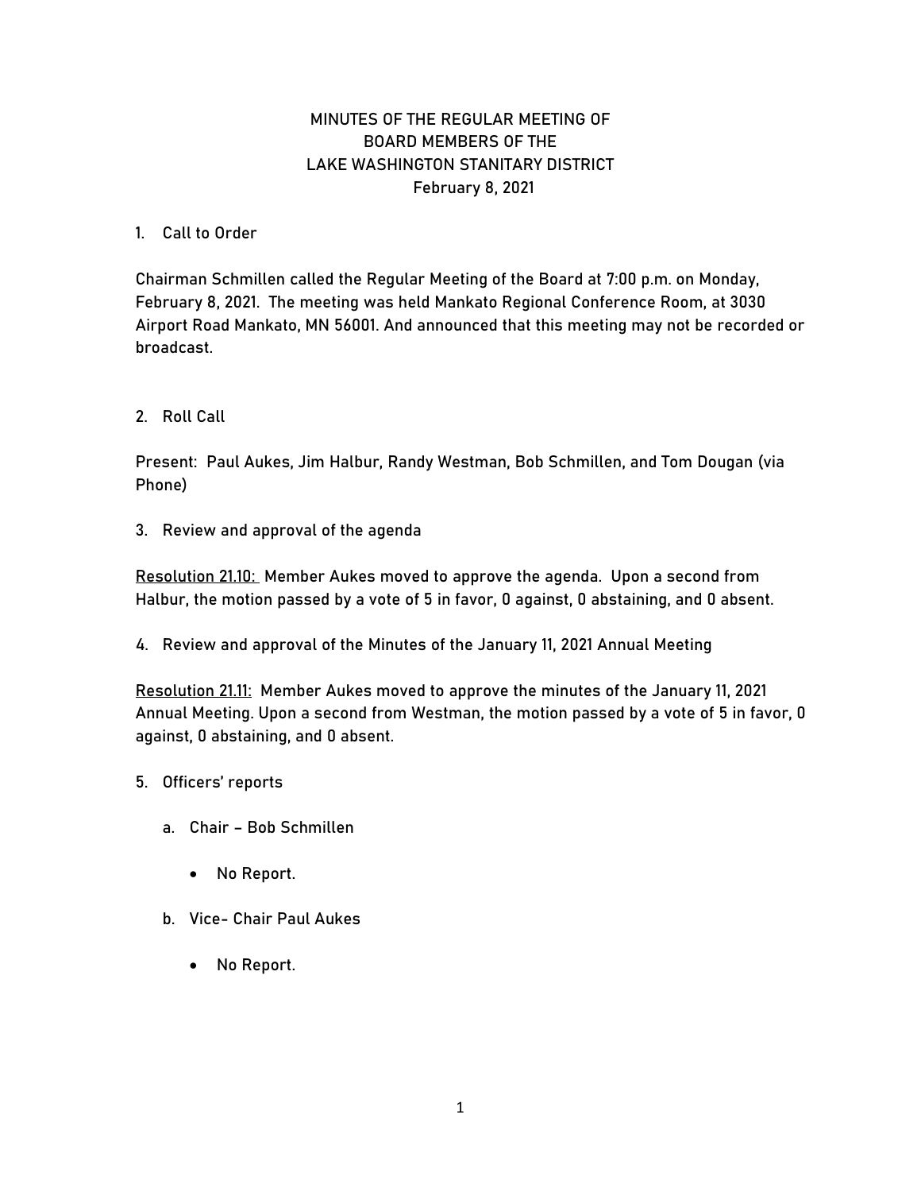# MINUTES OF THE REGULAR MEETING OF BOARD MEMBERS OF THE LAKE WASHINGTON STANITARY DISTRICT

February 8, 2021

1. Call to Order

Chairman Schmillen called the Regular Meeting of the Board at 7:00 p.m. on Monday, February 8, 2021. The meeting was held Mankato Regional Conference Room, at 3030 Airport Road Mankato, MN 56001. And announced that this meeting may not be recorded or broadcast.

2. Roll Call

Present: Paul Aukes, Jim Halbur, Randy Westman, Bob Schmillen, and Tom Dougan (via Phone)

3. Review and approval of the agenda

<u>Resolution 21.10:</u> Member Aukes moved to approve the agenda. Upon a second from Halbur, the motion passed by a vote of 5 in favor, 0 against, 0 abstaining, and 0 absent.

4. Review and approval of the Minutes of the January 11, 2021 Annual Meeting

<u>Resolution 21.11:</u> Member Aukes moved to approve the minutes of the January 11, 2021 Annual Meeting. Upon a second from Westman, the motion passed by a vote of 5 in favor, 0 against, 0 abstaining, and 0 absent.

5. Officers' reports

   a. Chair – Bob Schmillen

      - No Report.

   b. Vice- Chair Paul Aukes

      - No Report.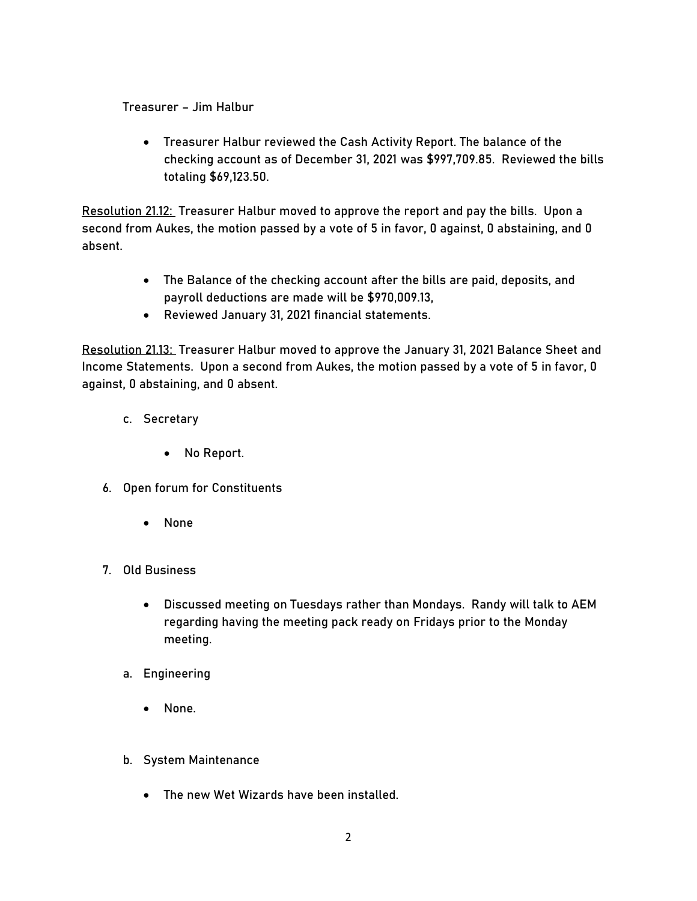Treasurer – Jim Halbur

- Treasurer Halbur reviewed the Cash Activity Report. The balance of the checking account as of December 31, 2021 was $997,709.85. Reviewed the bills totaling $69,123.50.

<u>Resolution 21.12:</u> Treasurer Halbur moved to approve the report and pay the bills. Upon a second from Aukes, the motion passed by a vote of 5 in favor, 0 against, 0 abstaining, and 0 absent.

- The Balance of the checking account after the bills are paid, deposits, and payroll deductions are made will be $970,009.13,
- Reviewed January 31, 2021 financial statements.

<u>Resolution 21.13:</u> Treasurer Halbur moved to approve the January 31, 2021 Balance Sheet and Income Statements. Upon a second from Aukes, the motion passed by a vote of 5 in favor, 0 against, 0 abstaining, and 0 absent.

c. Secretary

- No Report.

6. Open forum for Constituents

- None

7. Old Business

- Discussed meeting on Tuesdays rather than Mondays. Randy will talk to AEM regarding having the meeting pack ready on Fridays prior to the Monday meeting.

a. Engineering

- None.

b. System Maintenance

- The new Wet Wizards have been installed.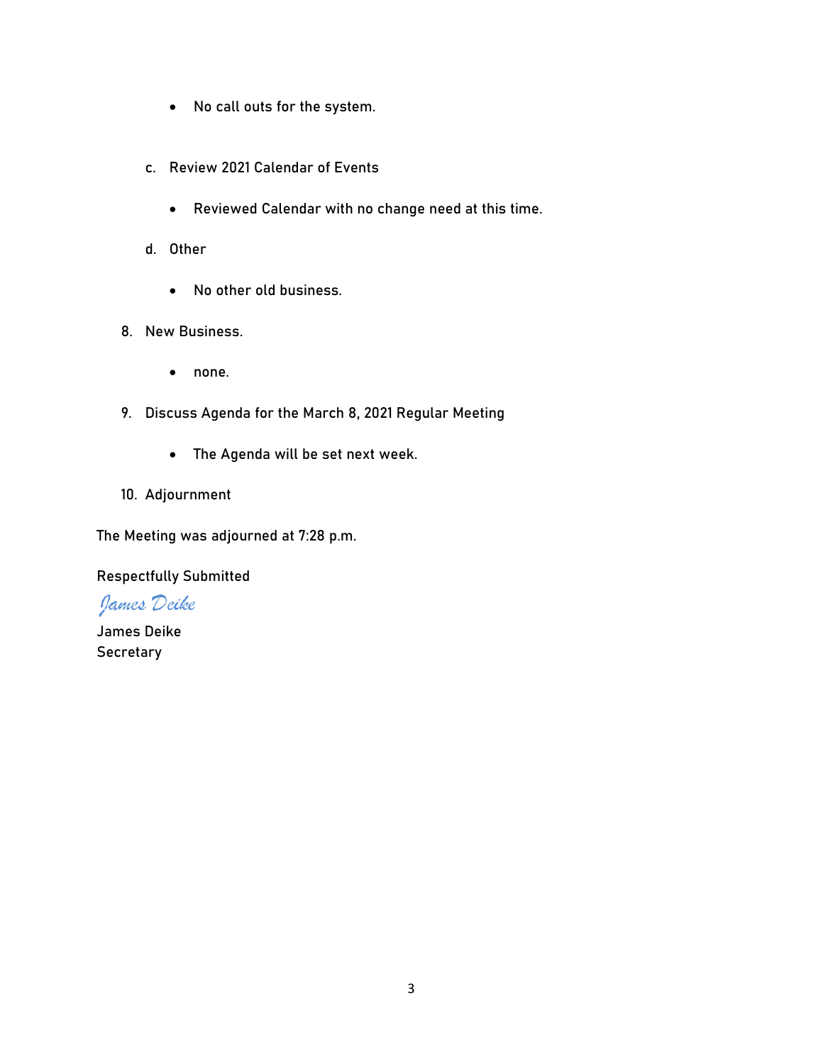- No call outs for the system.

c. Review 2021 Calendar of Events

- Reviewed Calendar with no change need at this time.

d. Other

- No other old business.

8. New Business.

- none.

9. Discuss Agenda for the March 8, 2021 Regular Meeting

- The Agenda will be set next week.

10. Adjournment

The Meeting was adjourned at 7:28 p.m.

Respectfully Submitted

*James Deike*

James Deike
Secretary